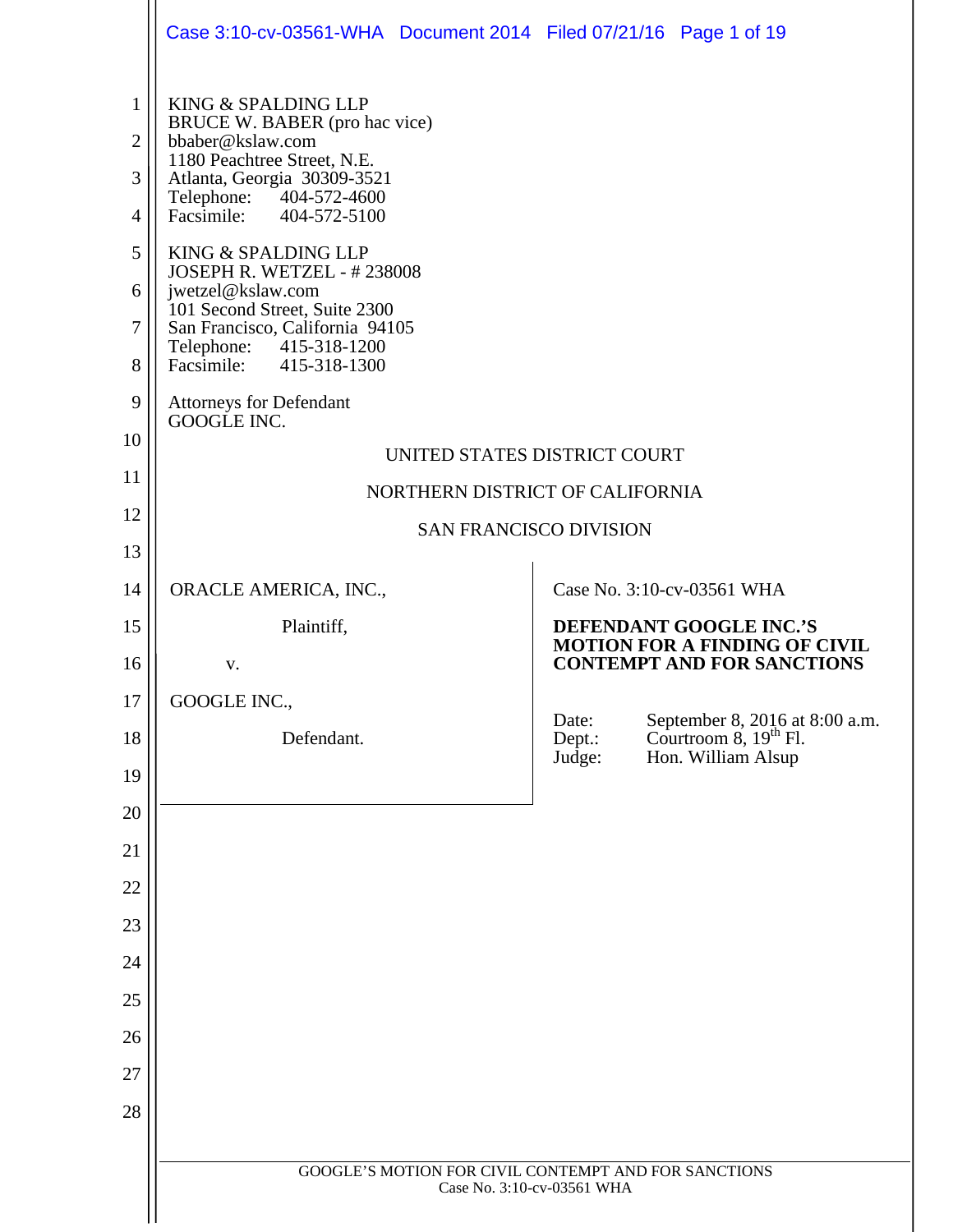KING & SPALDING LLP
BRUCE W. BABER (pro hac vice)
bbaber@kslaw.com
1180 Peachtree Street, N.E.
Atlanta, Georgia 30309-3521
Telephone: 404-572-4600
Facsimile: 404-572-5100

KING & SPALDING LLP
JOSEPH R. WETZEL - # 238008
jwetzel@kslaw.com
101 Second Street, Suite 2300
San Francisco, California 94105
Telephone: 415-318-1200
Facsimile: 415-318-1300

Attorneys for Defendant
GOOGLE INC.

UNITED STATES DISTRICT COURT

NORTHERN DISTRICT OF CALIFORNIA

SAN FRANCISCO DIVISION

ORACLE AMERICA, INC.,

Plaintiff,

v.

GOOGLE INC.,

Defendant.

Case No. 3:10-cv-03561 WHA

**DEFENDANT GOOGLE INC.'S MOTION FOR A FINDING OF CIVIL CONTEMPT AND FOR SANCTIONS**

Date: September 8, 2016 at 8:00 a.m.
Dept.: Courtroom 8, 19th Fl.
Judge: Hon. William Alsup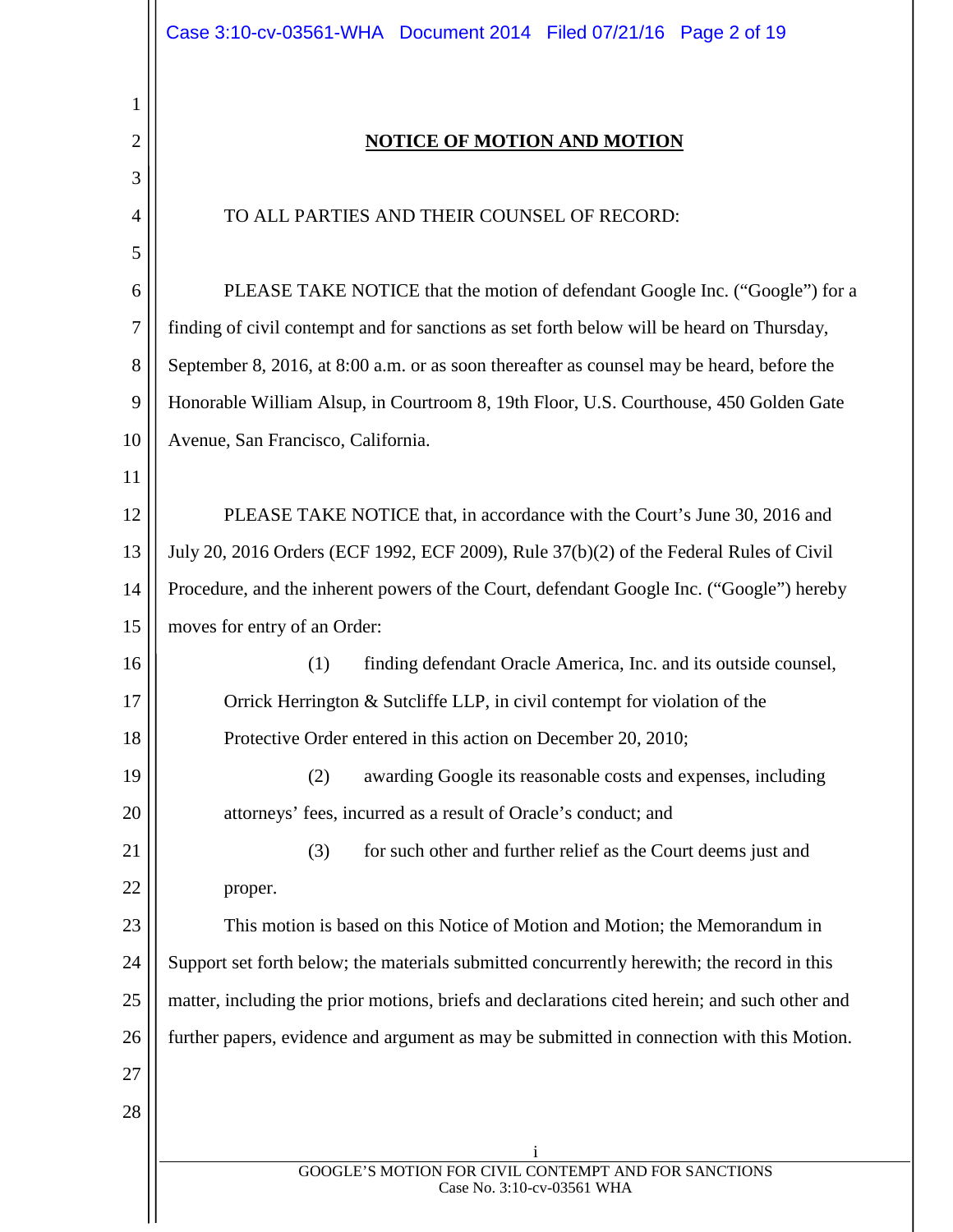## NOTICE OF MOTION AND MOTION

TO ALL PARTIES AND THEIR COUNSEL OF RECORD:

PLEASE TAKE NOTICE that the motion of defendant Google Inc. ("Google") for a finding of civil contempt and for sanctions as set forth below will be heard on Thursday, September 8, 2016, at 8:00 a.m. or as soon thereafter as counsel may be heard, before the Honorable William Alsup, in Courtroom 8, 19th Floor, U.S. Courthouse, 450 Golden Gate Avenue, San Francisco, California.

PLEASE TAKE NOTICE that, in accordance with the Court's June 30, 2016 and July 20, 2016 Orders (ECF 1992, ECF 2009), Rule 37(b)(2) of the Federal Rules of Civil Procedure, and the inherent powers of the Court, defendant Google Inc. ("Google") hereby moves for entry of an Order:

(1) finding defendant Oracle America, Inc. and its outside counsel, Orrick Herrington & Sutcliffe LLP, in civil contempt for violation of the Protective Order entered in this action on December 20, 2010;

(2) awarding Google its reasonable costs and expenses, including attorneys' fees, incurred as a result of Oracle's conduct; and

(3) for such other and further relief as the Court deems just and proper.

This motion is based on this Notice of Motion and Motion; the Memorandum in Support set forth below; the materials submitted concurrently herewith; the record in this matter, including the prior motions, briefs and declarations cited herein; and such other and further papers, evidence and argument as may be submitted in connection with this Motion.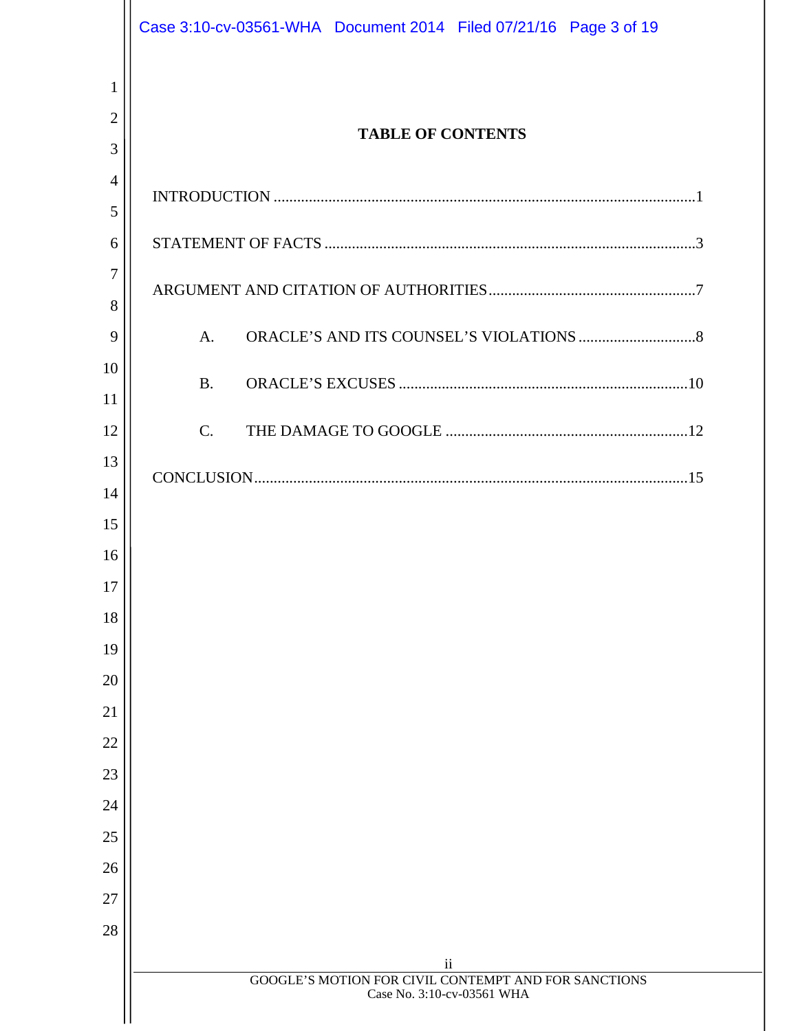## TABLE OF CONTENTS

INTRODUCTION ........................................................................................................... 1

STATEMENT OF FACTS ............................................................................................... 3

ARGUMENT AND CITATION OF AUTHORITIES ..................................................... 7

A. ORACLE'S AND ITS COUNSEL'S VIOLATIONS .............................. 8

B. ORACLE'S EXCUSES .......................................................................... 10

C. THE DAMAGE TO GOOGLE .............................................................. 12

CONCLUSION ............................................................................................................... 15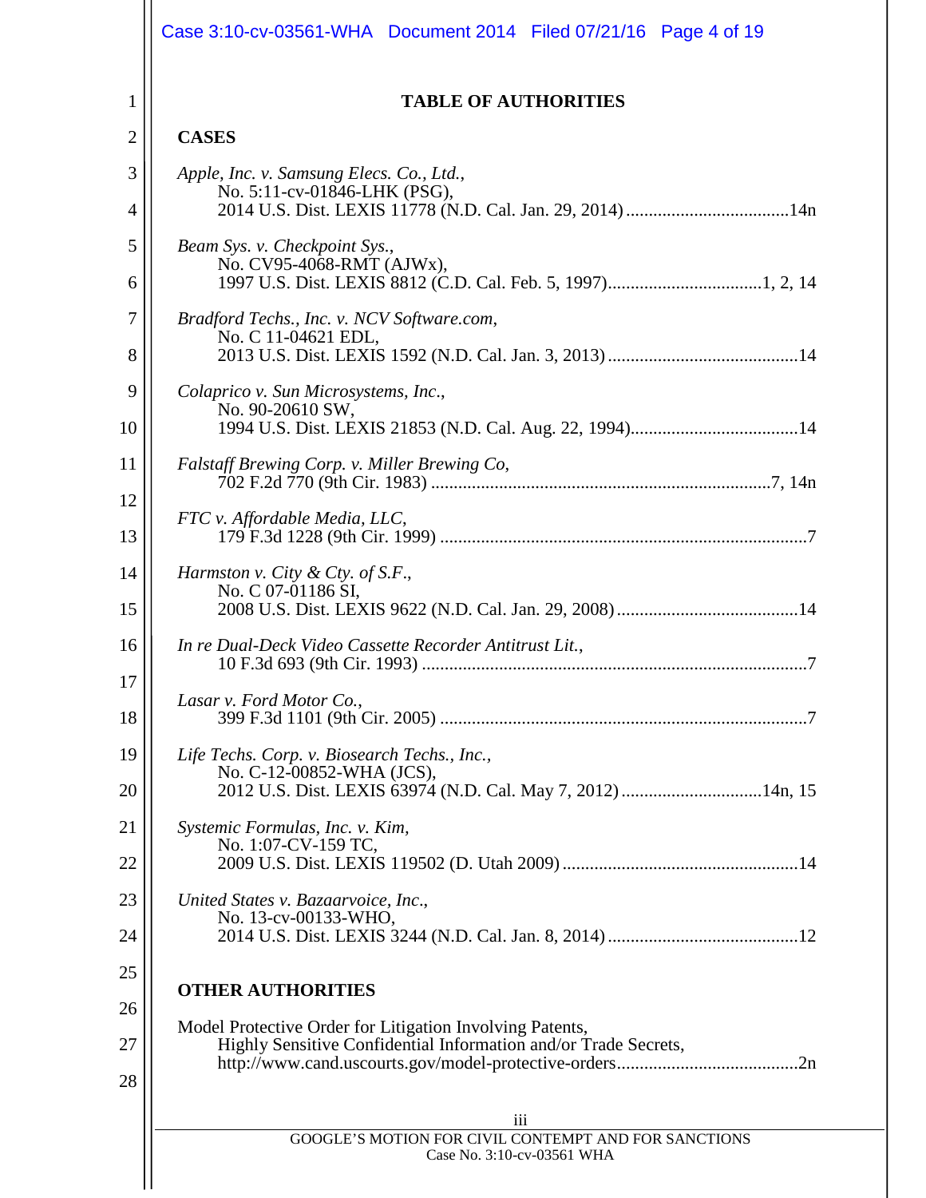# TABLE OF AUTHORITIES

## CASES

*Apple, Inc. v. Samsung Elecs. Co., Ltd.*,
No. 5:11-cv-01846-LHK (PSG),
2014 U.S. Dist. LEXIS 11778 (N.D. Cal. Jan. 29, 2014) .................................... 14n

*Beam Sys. v. Checkpoint Sys.*,
No. CV95-4068-RMT (AJWx),
1997 U.S. Dist. LEXIS 8812 (C.D. Cal. Feb. 5, 1997).................................. 1, 2, 14

*Bradford Techs., Inc. v. NCV Software.com*,
No. C 11-04621 EDL,
2013 U.S. Dist. LEXIS 1592 (N.D. Cal. Jan. 3, 2013) .......................................... 14

*Colaprico v. Sun Microsystems, Inc.*,
No. 90-20610 SW,
1994 U.S. Dist. LEXIS 21853 (N.D. Cal. Aug. 22, 1994)..................................... 14

*Falstaff Brewing Corp. v. Miller Brewing Co*,
702 F.2d 770 (9th Cir. 1983) .......................................................................... 7, 14n

*FTC v. Affordable Media, LLC*,
179 F.3d 1228 (9th Cir. 1999) ................................................................................ 7

*Harmston v. City & Cty. of S.F.*,
No. C 07-01186 SI,
2008 U.S. Dist. LEXIS 9622 (N.D. Cal. Jan. 29, 2008) ........................................ 14

*In re Dual-Deck Video Cassette Recorder Antitrust Lit.*,
10 F.3d 693 (9th Cir. 1993) ..................................................................................... 7

*Lasar v. Ford Motor Co.*,
399 F.3d 1101 (9th Cir. 2005) ................................................................................ 7

*Life Techs. Corp. v. Biosearch Techs., Inc.*,
No. C-12-00852-WHA (JCS),
2012 U.S. Dist. LEXIS 63974 (N.D. Cal. May 7, 2012) ............................... 14n, 15

*Systemic Formulas, Inc. v. Kim*,
No. 1:07-CV-159 TC,
2009 U.S. Dist. LEXIS 119502 (D. Utah 2009) .................................................... 14

*United States v. Bazaarvoice, Inc*.,
No. 13-cv-00133-WHO,
2014 U.S. Dist. LEXIS 3244 (N.D. Cal. Jan. 8, 2014) .......................................... 12

## OTHER AUTHORITIES

Model Protective Order for Litigation Involving Patents,
Highly Sensitive Confidential Information and/or Trade Secrets,
http://www.cand.uscourts.gov/model-protective-orders........................................ 2n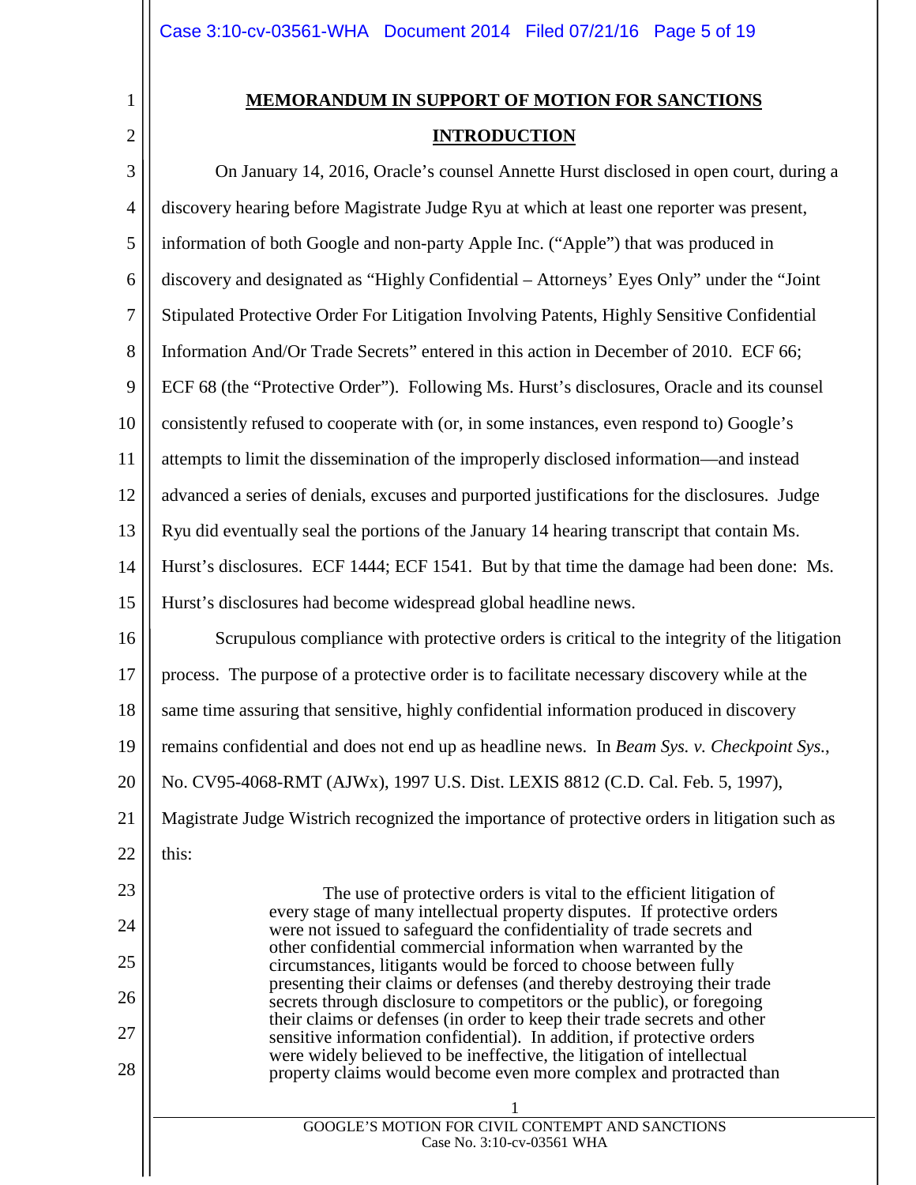## MEMORANDUM IN SUPPORT OF MOTION FOR SANCTIONS

## INTRODUCTION

On January 14, 2016, Oracle's counsel Annette Hurst disclosed in open court, during a discovery hearing before Magistrate Judge Ryu at which at least one reporter was present, information of both Google and non-party Apple Inc. ("Apple") that was produced in discovery and designated as "Highly Confidential – Attorneys' Eyes Only" under the "Joint Stipulated Protective Order For Litigation Involving Patents, Highly Sensitive Confidential Information And/Or Trade Secrets" entered in this action in December of 2010. ECF 66; ECF 68 (the "Protective Order"). Following Ms. Hurst's disclosures, Oracle and its counsel consistently refused to cooperate with (or, in some instances, even respond to) Google's attempts to limit the dissemination of the improperly disclosed information—and instead advanced a series of denials, excuses and purported justifications for the disclosures. Judge Ryu did eventually seal the portions of the January 14 hearing transcript that contain Ms. Hurst's disclosures. ECF 1444; ECF 1541. But by that time the damage had been done: Ms. Hurst's disclosures had become widespread global headline news.

Scrupulous compliance with protective orders is critical to the integrity of the litigation process. The purpose of a protective order is to facilitate necessary discovery while at the same time assuring that sensitive, highly confidential information produced in discovery remains confidential and does not end up as headline news. In *Beam Sys. v. Checkpoint Sys.*, No. CV95-4068-RMT (AJWx), 1997 U.S. Dist. LEXIS 8812 (C.D. Cal. Feb. 5, 1997), Magistrate Judge Wistrich recognized the importance of protective orders in litigation such as this:

> The use of protective orders is vital to the efficient litigation of every stage of many intellectual property disputes. If protective orders were not issued to safeguard the confidentiality of trade secrets and other confidential commercial information when warranted by the circumstances, litigants would be forced to choose between fully presenting their claims or defenses (and thereby destroying their trade secrets through disclosure to competitors or the public), or foregoing their claims or defenses (in order to keep their trade secrets and other sensitive information confidential). In addition, if protective orders were widely believed to be ineffective, the litigation of intellectual property claims would become even more complex and protracted than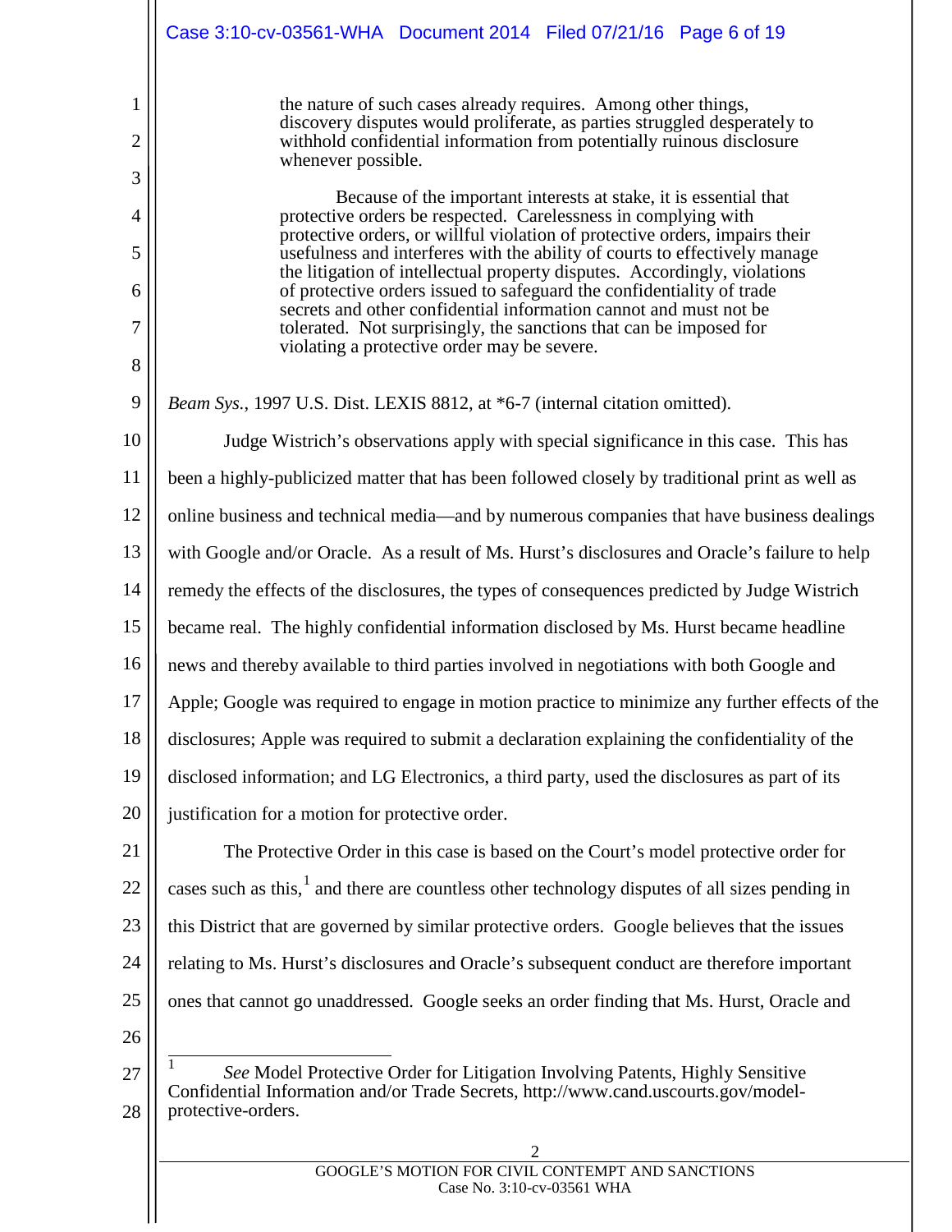> the nature of such cases already requires. Among other things, discovery disputes would proliferate, as parties struggled desperately to withhold confidential information from potentially ruinous disclosure whenever possible.
>
> Because of the important interests at stake, it is essential that protective orders be respected. Carelessness in complying with protective orders, or willful violation of protective orders, impairs their usefulness and interferes with the ability of courts to effectively manage the litigation of intellectual property disputes. Accordingly, violations of protective orders issued to safeguard the confidentiality of trade secrets and other confidential information cannot and must not be tolerated. Not surprisingly, the sanctions that can be imposed for violating a protective order may be severe.

*Beam Sys.*, 1997 U.S. Dist. LEXIS 8812, at *6-7 (internal citation omitted).

Judge Wistrich's observations apply with special significance in this case. This has been a highly-publicized matter that has been followed closely by traditional print as well as online business and technical media—and by numerous companies that have business dealings with Google and/or Oracle. As a result of Ms. Hurst's disclosures and Oracle's failure to help remedy the effects of the disclosures, the types of consequences predicted by Judge Wistrich became real. The highly confidential information disclosed by Ms. Hurst became headline news and thereby available to third parties involved in negotiations with both Google and Apple; Google was required to engage in motion practice to minimize any further effects of the disclosures; Apple was required to submit a declaration explaining the confidentiality of the disclosed information; and LG Electronics, a third party, used the disclosures as part of its justification for a motion for protective order.

The Protective Order in this case is based on the Court's model protective order for cases such as this,[1] and there are countless other technology disputes of all sizes pending in this District that are governed by similar protective orders. Google believes that the issues relating to Ms. Hurst's disclosures and Oracle's subsequent conduct are therefore important ones that cannot go unaddressed. Google seeks an order finding that Ms. Hurst, Oracle and

---

[1] *See* Model Protective Order for Litigation Involving Patents, Highly Sensitive Confidential Information and/or Trade Secrets, http://www.cand.uscourts.gov/model-protective-orders.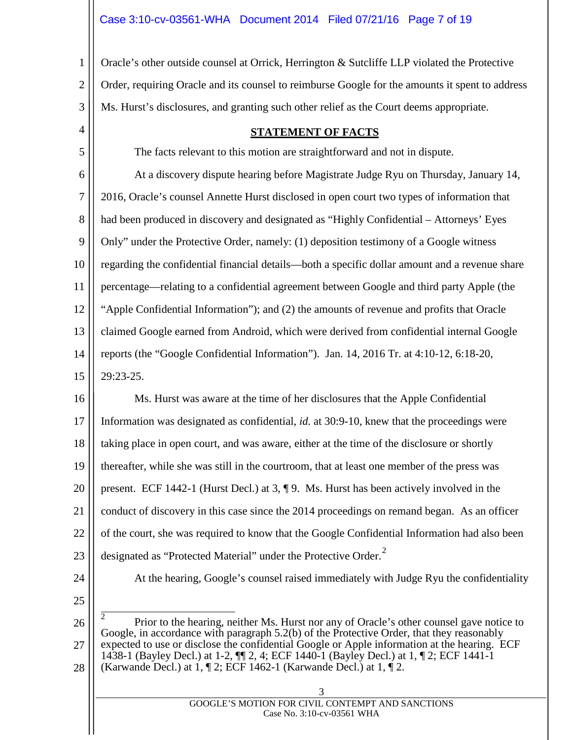Oracle's other outside counsel at Orrick, Herrington & Sutcliffe LLP violated the Protective Order, requiring Oracle and its counsel to reimburse Google for the amounts it spent to address Ms. Hurst's disclosures, and granting such other relief as the Court deems appropriate.

## STATEMENT OF FACTS

The facts relevant to this motion are straightforward and not in dispute.

At a discovery dispute hearing before Magistrate Judge Ryu on Thursday, January 14, 2016, Oracle's counsel Annette Hurst disclosed in open court two types of information that had been produced in discovery and designated as "Highly Confidential – Attorneys' Eyes Only" under the Protective Order, namely: (1) deposition testimony of a Google witness regarding the confidential financial details—both a specific dollar amount and a revenue share percentage—relating to a confidential agreement between Google and third party Apple (the "Apple Confidential Information"); and (2) the amounts of revenue and profits that Oracle claimed Google earned from Android, which were derived from confidential internal Google reports (the "Google Confidential Information"). Jan. 14, 2016 Tr. at 4:10-12, 6:18-20, 29:23-25.

Ms. Hurst was aware at the time of her disclosures that the Apple Confidential Information was designated as confidential, *id.* at 30:9-10, knew that the proceedings were taking place in open court, and was aware, either at the time of the disclosure or shortly thereafter, while she was still in the courtroom, that at least one member of the press was present. ECF 1442-1 (Hurst Decl.) at 3, ¶ 9. Ms. Hurst has been actively involved in the conduct of discovery in this case since the 2014 proceedings on remand began. As an officer of the court, she was required to know that the Google Confidential Information had also been designated as "Protected Material" under the Protective Order.[2]

At the hearing, Google's counsel raised immediately with Judge Ryu the confidentiality

---

[2] Prior to the hearing, neither Ms. Hurst nor any of Oracle's other counsel gave notice to Google, in accordance with paragraph 5.2(b) of the Protective Order, that they reasonably expected to use or disclose the confidential Google or Apple information at the hearing. ECF 1438-1 (Bayley Decl.) at 1-2, ¶¶ 2, 4; ECF 1440-1 (Bayley Decl.) at 1, ¶ 2; ECF 1441-1 (Karwande Decl.) at 1, ¶ 2; ECF 1462-1 (Karwande Decl.) at 1, ¶ 2.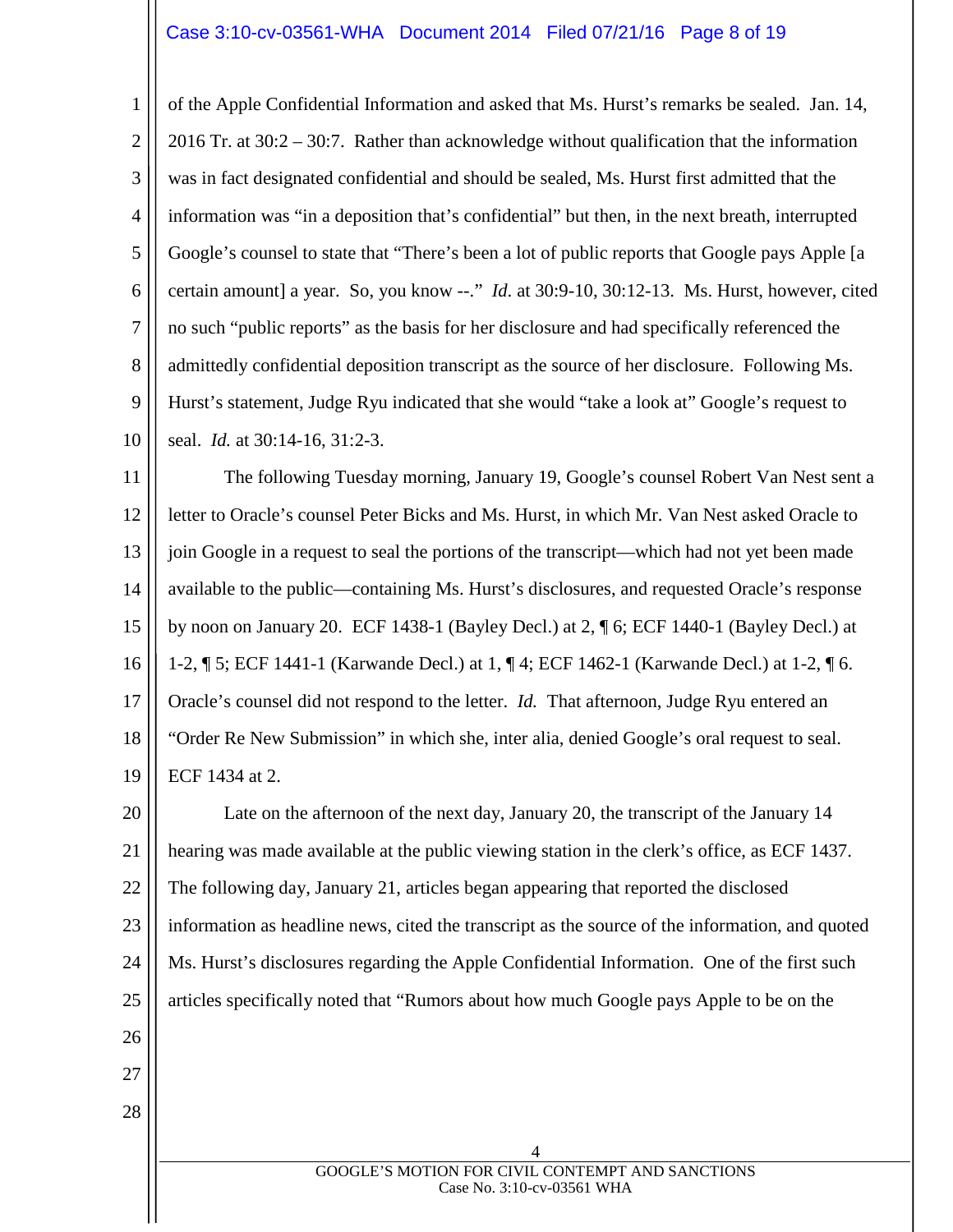of the Apple Confidential Information and asked that Ms. Hurst's remarks be sealed. Jan. 14, 2016 Tr. at 30:2 – 30:7. Rather than acknowledge without qualification that the information was in fact designated confidential and should be sealed, Ms. Hurst first admitted that the information was "in a deposition that's confidential" but then, in the next breath, interrupted Google's counsel to state that "There's been a lot of public reports that Google pays Apple [a certain amount] a year. So, you know --." *Id.* at 30:9-10, 30:12-13. Ms. Hurst, however, cited no such "public reports" as the basis for her disclosure and had specifically referenced the admittedly confidential deposition transcript as the source of her disclosure. Following Ms. Hurst's statement, Judge Ryu indicated that she would "take a look at" Google's request to seal. *Id.* at 30:14-16, 31:2-3.

The following Tuesday morning, January 19, Google's counsel Robert Van Nest sent a letter to Oracle's counsel Peter Bicks and Ms. Hurst, in which Mr. Van Nest asked Oracle to join Google in a request to seal the portions of the transcript—which had not yet been made available to the public—containing Ms. Hurst's disclosures, and requested Oracle's response by noon on January 20. ECF 1438-1 (Bayley Decl.) at 2, ¶ 6; ECF 1440-1 (Bayley Decl.) at 1-2, ¶ 5; ECF 1441-1 (Karwande Decl.) at 1, ¶ 4; ECF 1462-1 (Karwande Decl.) at 1-2, ¶ 6. Oracle's counsel did not respond to the letter. *Id.* That afternoon, Judge Ryu entered an "Order Re New Submission" in which she, inter alia, denied Google's oral request to seal. ECF 1434 at 2.

Late on the afternoon of the next day, January 20, the transcript of the January 14 hearing was made available at the public viewing station in the clerk's office, as ECF 1437. The following day, January 21, articles began appearing that reported the disclosed information as headline news, cited the transcript as the source of the information, and quoted Ms. Hurst's disclosures regarding the Apple Confidential Information. One of the first such articles specifically noted that "Rumors about how much Google pays Apple to be on the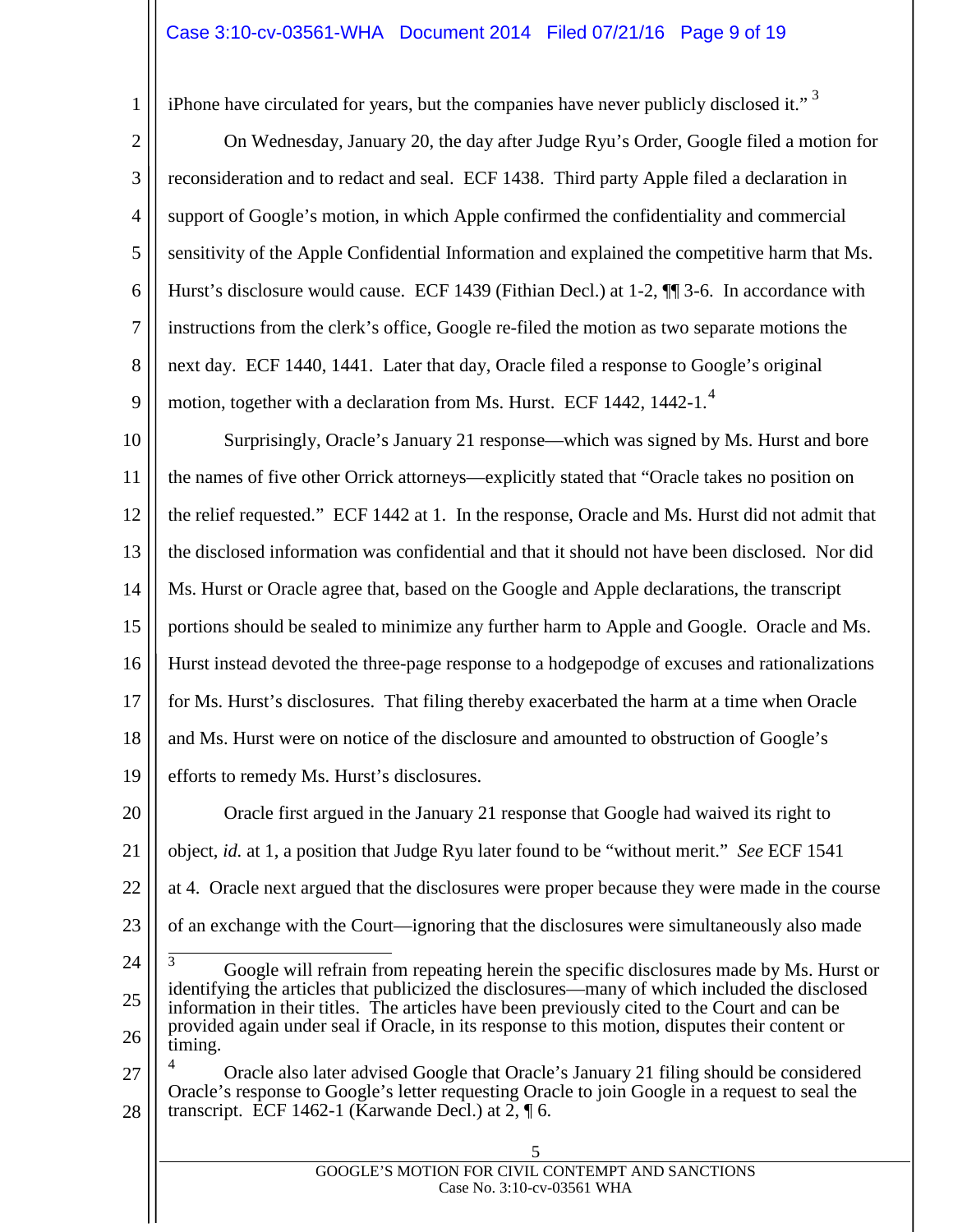iPhone have circulated for years, but the companies have never publicly disclosed it."[3]

On Wednesday, January 20, the day after Judge Ryu's Order, Google filed a motion for reconsideration and to redact and seal. ECF 1438. Third party Apple filed a declaration in support of Google's motion, in which Apple confirmed the confidentiality and commercial sensitivity of the Apple Confidential Information and explained the competitive harm that Ms. Hurst's disclosure would cause. ECF 1439 (Fithian Decl.) at 1-2, ¶¶ 3-6. In accordance with instructions from the clerk's office, Google re-filed the motion as two separate motions the next day. ECF 1440, 1441. Later that day, Oracle filed a response to Google's original motion, together with a declaration from Ms. Hurst. ECF 1442, 1442-1.[4]

Surprisingly, Oracle's January 21 response—which was signed by Ms. Hurst and bore the names of five other Orrick attorneys—explicitly stated that "Oracle takes no position on the relief requested." ECF 1442 at 1. In the response, Oracle and Ms. Hurst did not admit that the disclosed information was confidential and that it should not have been disclosed. Nor did Ms. Hurst or Oracle agree that, based on the Google and Apple declarations, the transcript portions should be sealed to minimize any further harm to Apple and Google. Oracle and Ms. Hurst instead devoted the three-page response to a hodgepodge of excuses and rationalizations for Ms. Hurst's disclosures. That filing thereby exacerbated the harm at a time when Oracle and Ms. Hurst were on notice of the disclosure and amounted to obstruction of Google's efforts to remedy Ms. Hurst's disclosures.

Oracle first argued in the January 21 response that Google had waived its right to object, *id.* at 1, a position that Judge Ryu later found to be "without merit." *See* ECF 1541 at 4. Oracle next argued that the disclosures were proper because they were made in the course of an exchange with the Court—ignoring that the disclosures were simultaneously also made

---

[3] Google will refrain from repeating herein the specific disclosures made by Ms. Hurst or identifying the articles that publicized the disclosures—many of which included the disclosed information in their titles. The articles have been previously cited to the Court and can be provided again under seal if Oracle, in its response to this motion, disputes their content or timing.

[4] Oracle also later advised Google that Oracle's January 21 filing should be considered Oracle's response to Google's letter requesting Oracle to join Google in a request to seal the transcript. ECF 1462-1 (Karwande Decl.) at 2, ¶ 6.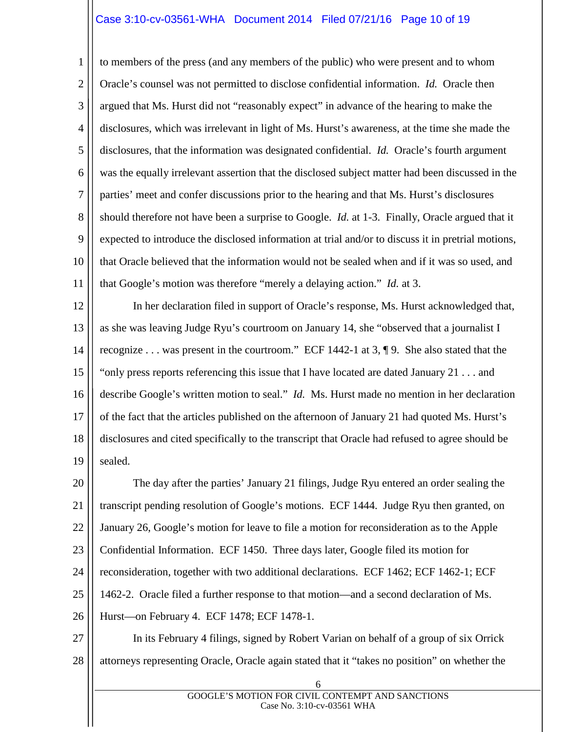to members of the press (and any members of the public) who were present and to whom Oracle's counsel was not permitted to disclose confidential information. *Id.* Oracle then argued that Ms. Hurst did not "reasonably expect" in advance of the hearing to make the disclosures, which was irrelevant in light of Ms. Hurst's awareness, at the time she made the disclosures, that the information was designated confidential. *Id.* Oracle's fourth argument was the equally irrelevant assertion that the disclosed subject matter had been discussed in the parties' meet and confer discussions prior to the hearing and that Ms. Hurst's disclosures should therefore not have been a surprise to Google. *Id.* at 1-3. Finally, Oracle argued that it expected to introduce the disclosed information at trial and/or to discuss it in pretrial motions, that Oracle believed that the information would not be sealed when and if it was so used, and that Google's motion was therefore "merely a delaying action." *Id.* at 3.

In her declaration filed in support of Oracle's response, Ms. Hurst acknowledged that, as she was leaving Judge Ryu's courtroom on January 14, she "observed that a journalist I recognize . . . was present in the courtroom." ECF 1442-1 at 3, ¶ 9. She also stated that the "only press reports referencing this issue that I have located are dated January 21 . . . and describe Google's written motion to seal." *Id.* Ms. Hurst made no mention in her declaration of the fact that the articles published on the afternoon of January 21 had quoted Ms. Hurst's disclosures and cited specifically to the transcript that Oracle had refused to agree should be sealed.

The day after the parties' January 21 filings, Judge Ryu entered an order sealing the transcript pending resolution of Google's motions. ECF 1444. Judge Ryu then granted, on January 26, Google's motion for leave to file a motion for reconsideration as to the Apple Confidential Information. ECF 1450. Three days later, Google filed its motion for reconsideration, together with two additional declarations. ECF 1462; ECF 1462-1; ECF 1462-2. Oracle filed a further response to that motion—and a second declaration of Ms. Hurst—on February 4. ECF 1478; ECF 1478-1.

In its February 4 filings, signed by Robert Varian on behalf of a group of six Orrick attorneys representing Oracle, Oracle again stated that it "takes no position" on whether the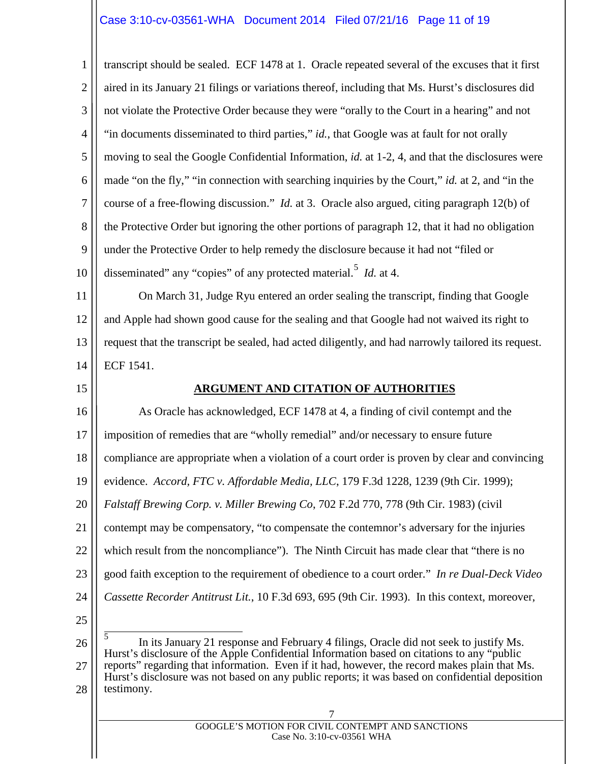transcript should be sealed. ECF 1478 at 1. Oracle repeated several of the excuses that it first aired in its January 21 filings or variations thereof, including that Ms. Hurst's disclosures did not violate the Protective Order because they were "orally to the Court in a hearing" and not "in documents disseminated to third parties," *id.*, that Google was at fault for not orally moving to seal the Google Confidential Information, *id.* at 1-2, 4, and that the disclosures were made "on the fly," "in connection with searching inquiries by the Court," *id.* at 2, and "in the course of a free-flowing discussion." *Id.* at 3. Oracle also argued, citing paragraph 12(b) of the Protective Order but ignoring the other portions of paragraph 12, that it had no obligation under the Protective Order to help remedy the disclosure because it had not "filed or disseminated" any "copies" of any protected material.[5] *Id.* at 4.

On March 31, Judge Ryu entered an order sealing the transcript, finding that Google and Apple had shown good cause for the sealing and that Google had not waived its right to request that the transcript be sealed, had acted diligently, and had narrowly tailored its request. ECF 1541.

## ARGUMENT AND CITATION OF AUTHORITIES

As Oracle has acknowledged, ECF 1478 at 4, a finding of civil contempt and the imposition of remedies that are "wholly remedial" and/or necessary to ensure future compliance are appropriate when a violation of a court order is proven by clear and convincing evidence. *Accord, FTC v. Affordable Media, LLC*, 179 F.3d 1228, 1239 (9th Cir. 1999); *Falstaff Brewing Corp. v. Miller Brewing Co*, 702 F.2d 770, 778 (9th Cir. 1983) (civil contempt may be compensatory, "to compensate the contemnor's adversary for the injuries which result from the noncompliance"). The Ninth Circuit has made clear that "there is no good faith exception to the requirement of obedience to a court order." *In re Dual-Deck Video Cassette Recorder Antitrust Lit.*, 10 F.3d 693, 695 (9th Cir. 1993). In this context, moreover,

---

[5] In its January 21 response and February 4 filings, Oracle did not seek to justify Ms. Hurst's disclosure of the Apple Confidential Information based on citations to any "public reports" regarding that information. Even if it had, however, the record makes plain that Ms. Hurst's disclosure was not based on any public reports; it was based on confidential deposition testimony.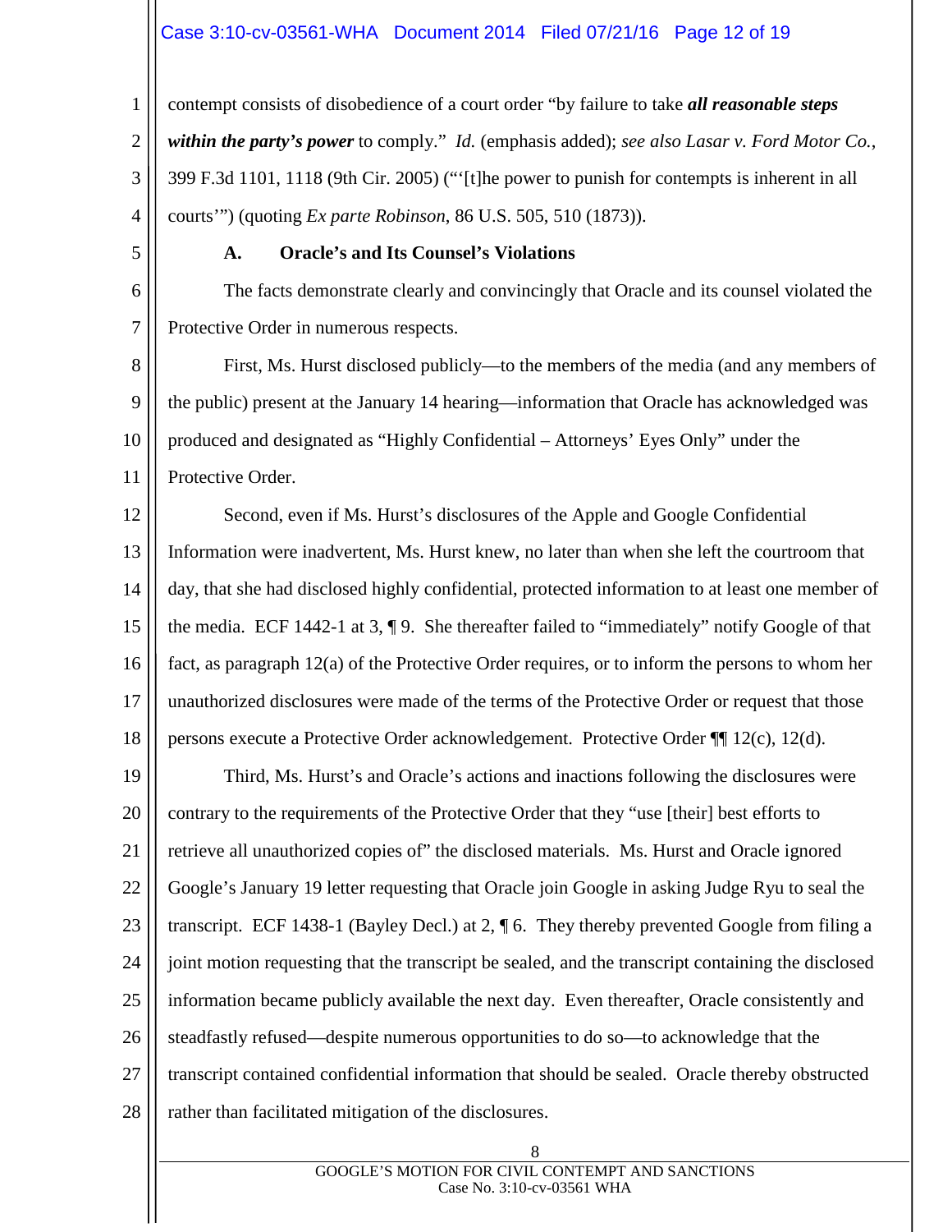contempt consists of disobedience of a court order "by failure to take ***all reasonable steps within the party's power*** to comply." *Id.* (emphasis added); *see also Lasar v. Ford Motor Co.*, 399 F.3d 1101, 1118 (9th Cir. 2005) ("'[t]he power to punish for contempts is inherent in all courts'") (quoting *Ex parte Robinson*, 86 U.S. 505, 510 (1873)).

### A. Oracle's and Its Counsel's Violations

The facts demonstrate clearly and convincingly that Oracle and its counsel violated the Protective Order in numerous respects.

First, Ms. Hurst disclosed publicly—to the members of the media (and any members of the public) present at the January 14 hearing—information that Oracle has acknowledged was produced and designated as "Highly Confidential – Attorneys' Eyes Only" under the Protective Order.

Second, even if Ms. Hurst's disclosures of the Apple and Google Confidential Information were inadvertent, Ms. Hurst knew, no later than when she left the courtroom that day, that she had disclosed highly confidential, protected information to at least one member of the media. ECF 1442-1 at 3, ¶ 9. She thereafter failed to "immediately" notify Google of that fact, as paragraph 12(a) of the Protective Order requires, or to inform the persons to whom her unauthorized disclosures were made of the terms of the Protective Order or request that those persons execute a Protective Order acknowledgement. Protective Order ¶¶ 12(c), 12(d).

Third, Ms. Hurst's and Oracle's actions and inactions following the disclosures were contrary to the requirements of the Protective Order that they "use [their] best efforts to retrieve all unauthorized copies of" the disclosed materials. Ms. Hurst and Oracle ignored Google's January 19 letter requesting that Oracle join Google in asking Judge Ryu to seal the transcript. ECF 1438-1 (Bayley Decl.) at 2, ¶ 6. They thereby prevented Google from filing a joint motion requesting that the transcript be sealed, and the transcript containing the disclosed information became publicly available the next day. Even thereafter, Oracle consistently and steadfastly refused—despite numerous opportunities to do so—to acknowledge that the transcript contained confidential information that should be sealed. Oracle thereby obstructed rather than facilitated mitigation of the disclosures.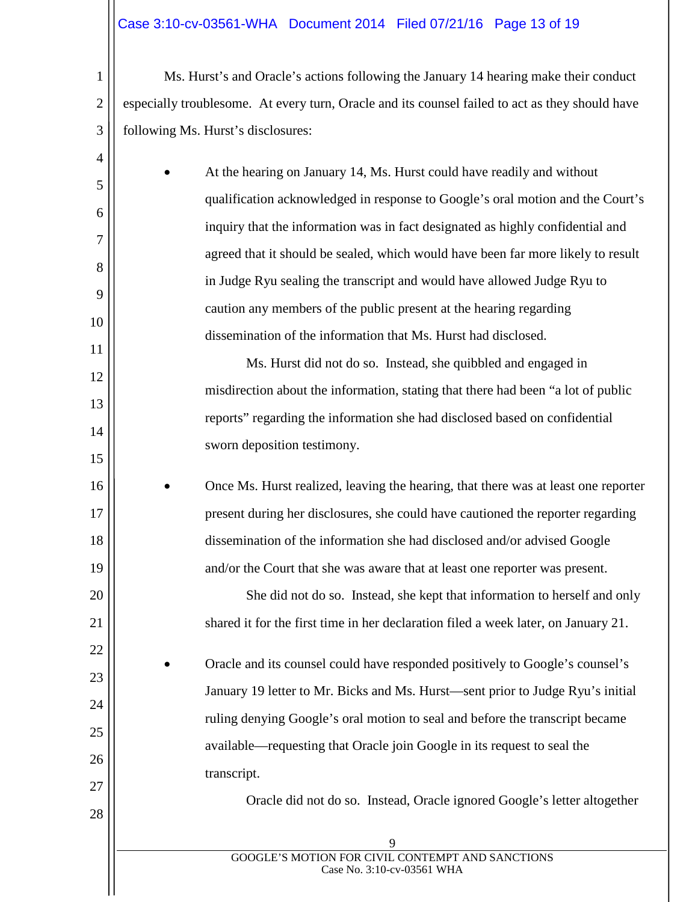Ms. Hurst's and Oracle's actions following the January 14 hearing make their conduct especially troublesome. At every turn, Oracle and its counsel failed to act as they should have following Ms. Hurst's disclosures:

- At the hearing on January 14, Ms. Hurst could have readily and without qualification acknowledged in response to Google's oral motion and the Court's inquiry that the information was in fact designated as highly confidential and agreed that it should be sealed, which would have been far more likely to result in Judge Ryu sealing the transcript and would have allowed Judge Ryu to caution any members of the public present at the hearing regarding dissemination of the information that Ms. Hurst had disclosed.

  Ms. Hurst did not do so. Instead, she quibbled and engaged in misdirection about the information, stating that there had been "a lot of public reports" regarding the information she had disclosed based on confidential sworn deposition testimony.

- Once Ms. Hurst realized, leaving the hearing, that there was at least one reporter present during her disclosures, she could have cautioned the reporter regarding dissemination of the information she had disclosed and/or advised Google and/or the Court that she was aware that at least one reporter was present.

  She did not do so. Instead, she kept that information to herself and only shared it for the first time in her declaration filed a week later, on January 21.

- Oracle and its counsel could have responded positively to Google's counsel's January 19 letter to Mr. Bicks and Ms. Hurst—sent prior to Judge Ryu's initial ruling denying Google's oral motion to seal and before the transcript became available—requesting that Oracle join Google in its request to seal the transcript.

  Oracle did not do so. Instead, Oracle ignored Google's letter altogether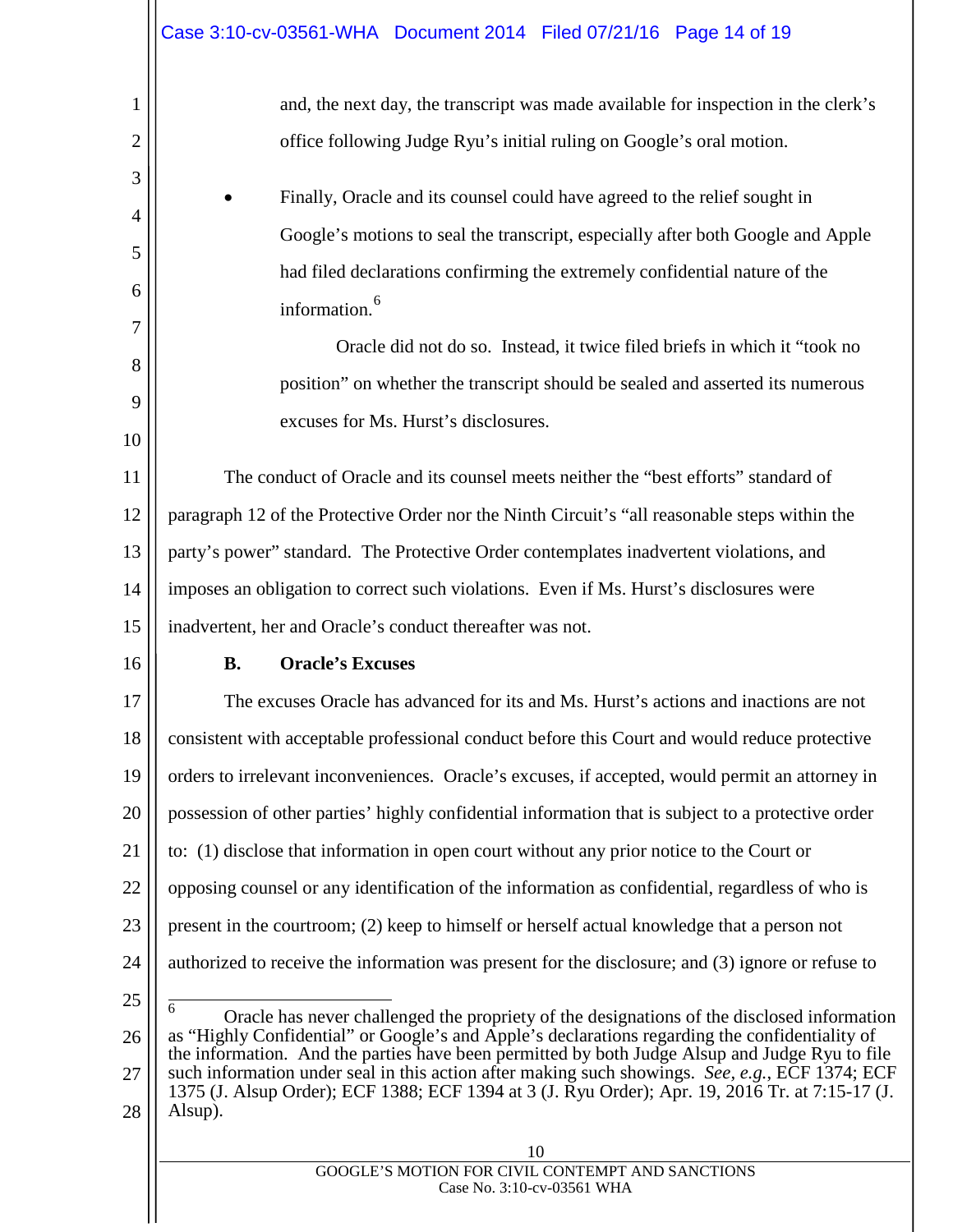and, the next day, the transcript was made available for inspection in the clerk's office following Judge Ryu's initial ruling on Google's oral motion.

- Finally, Oracle and its counsel could have agreed to the relief sought in Google's motions to seal the transcript, especially after both Google and Apple had filed declarations confirming the extremely confidential nature of the information.[6]

  Oracle did not do so. Instead, it twice filed briefs in which it "took no position" on whether the transcript should be sealed and asserted its numerous excuses for Ms. Hurst's disclosures.

The conduct of Oracle and its counsel meets neither the "best efforts" standard of paragraph 12 of the Protective Order nor the Ninth Circuit's "all reasonable steps within the party's power" standard. The Protective Order contemplates inadvertent violations, and imposes an obligation to correct such violations. Even if Ms. Hurst's disclosures were inadvertent, her and Oracle's conduct thereafter was not.

### B. Oracle's Excuses

The excuses Oracle has advanced for its and Ms. Hurst's actions and inactions are not consistent with acceptable professional conduct before this Court and would reduce protective orders to irrelevant inconveniences. Oracle's excuses, if accepted, would permit an attorney in possession of other parties' highly confidential information that is subject to a protective order to: (1) disclose that information in open court without any prior notice to the Court or opposing counsel or any identification of the information as confidential, regardless of who is present in the courtroom; (2) keep to himself or herself actual knowledge that a person not authorized to receive the information was present for the disclosure; and (3) ignore or refuse to

---

[6] Oracle has never challenged the propriety of the designations of the disclosed information as "Highly Confidential" or Google's and Apple's declarations regarding the confidentiality of the information. And the parties have been permitted by both Judge Alsup and Judge Ryu to file such information under seal in this action after making such showings. *See, e.g.*, ECF 1374; ECF 1375 (J. Alsup Order); ECF 1388; ECF 1394 at 3 (J. Ryu Order); Apr. 19, 2016 Tr. at 7:15-17 (J. Alsup).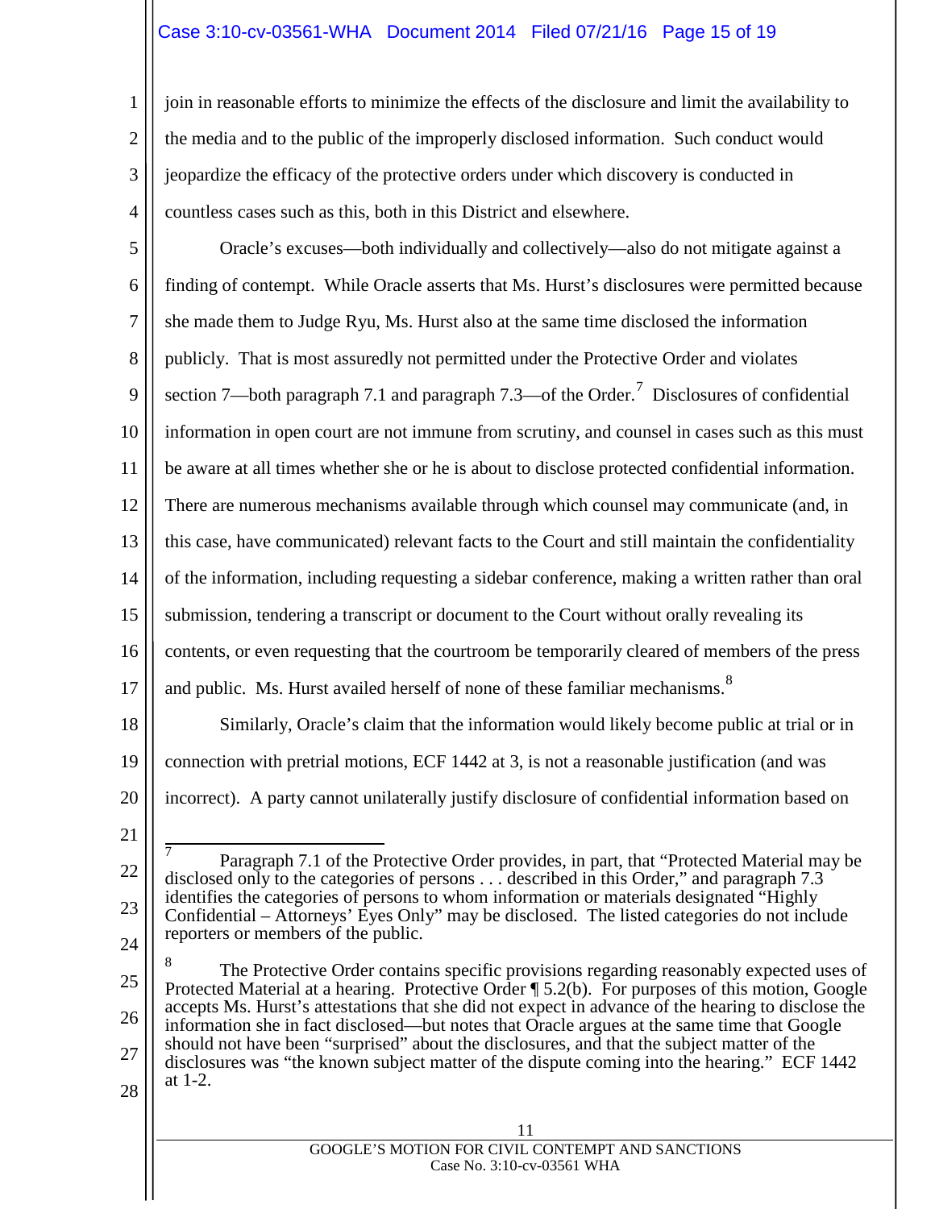join in reasonable efforts to minimize the effects of the disclosure and limit the availability to the media and to the public of the improperly disclosed information. Such conduct would jeopardize the efficacy of the protective orders under which discovery is conducted in countless cases such as this, both in this District and elsewhere.

Oracle's excuses—both individually and collectively—also do not mitigate against a finding of contempt. While Oracle asserts that Ms. Hurst's disclosures were permitted because she made them to Judge Ryu, Ms. Hurst also at the same time disclosed the information publicly. That is most assuredly not permitted under the Protective Order and violates section 7—both paragraph 7.1 and paragraph 7.3—of the Order.[7] Disclosures of confidential information in open court are not immune from scrutiny, and counsel in cases such as this must be aware at all times whether she or he is about to disclose protected confidential information. There are numerous mechanisms available through which counsel may communicate (and, in this case, have communicated) relevant facts to the Court and still maintain the confidentiality of the information, including requesting a sidebar conference, making a written rather than oral submission, tendering a transcript or document to the Court without orally revealing its contents, or even requesting that the courtroom be temporarily cleared of members of the press and public. Ms. Hurst availed herself of none of these familiar mechanisms.[8]

Similarly, Oracle's claim that the information would likely become public at trial or in connection with pretrial motions, ECF 1442 at 3, is not a reasonable justification (and was incorrect). A party cannot unilaterally justify disclosure of confidential information based on

---

[7] Paragraph 7.1 of the Protective Order provides, in part, that "Protected Material may be disclosed only to the categories of persons . . . described in this Order," and paragraph 7.3 identifies the categories of persons to whom information or materials designated "Highly Confidential – Attorneys' Eyes Only" may be disclosed. The listed categories do not include reporters or members of the public.

[8] The Protective Order contains specific provisions regarding reasonably expected uses of Protected Material at a hearing. Protective Order ¶ 5.2(b). For purposes of this motion, Google accepts Ms. Hurst's attestations that she did not expect in advance of the hearing to disclose the information she in fact disclosed—but notes that Oracle argues at the same time that Google should not have been "surprised" about the disclosures, and that the subject matter of the disclosures was "the known subject matter of the dispute coming into the hearing." ECF 1442 at 1-2.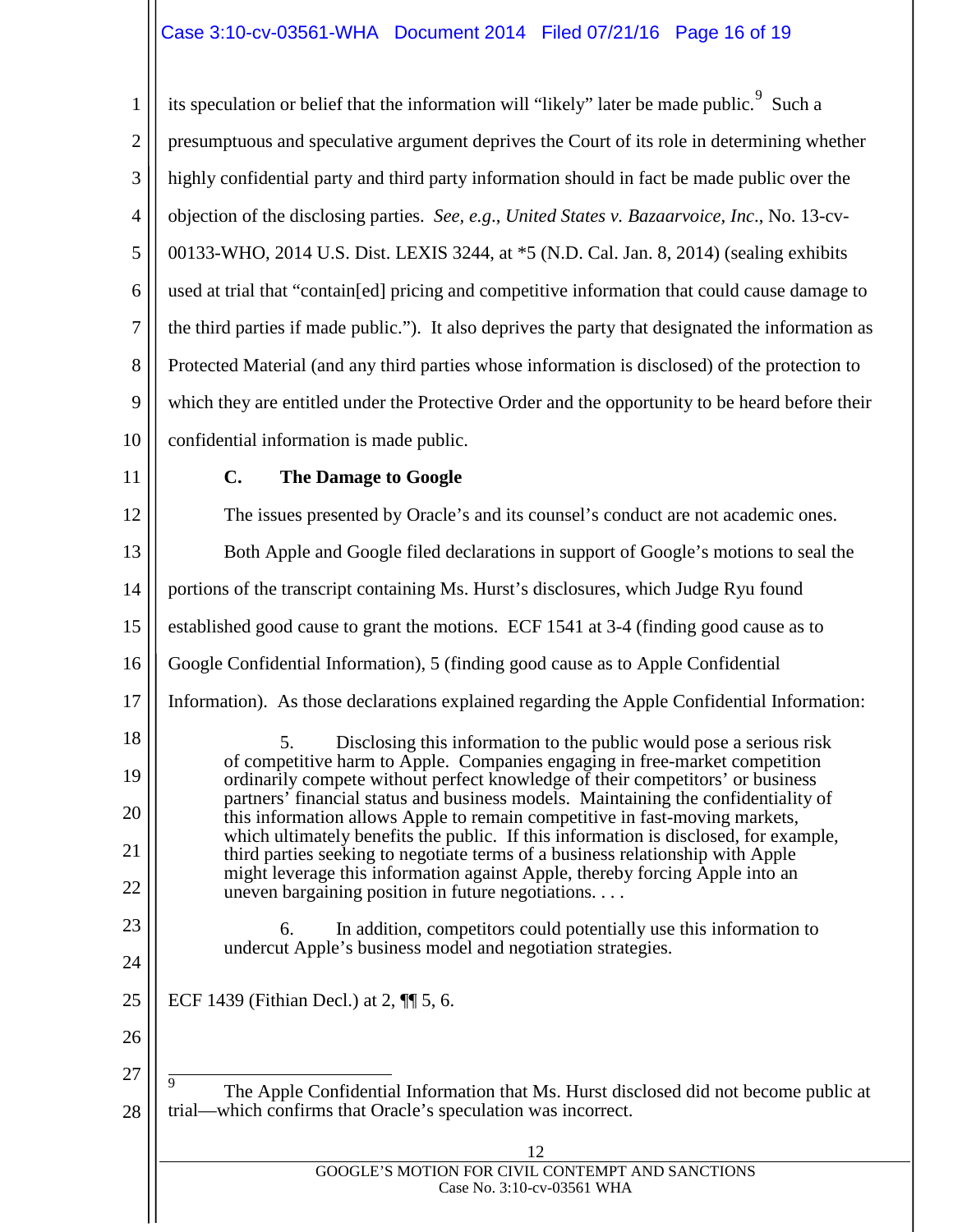its speculation or belief that the information will "likely" later be made public.[9] Such a presumptuous and speculative argument deprives the Court of its role in determining whether highly confidential party and third party information should in fact be made public over the objection of the disclosing parties. *See, e.g.*, *United States v. Bazaarvoice, Inc*., No. 13-cv-00133-WHO, 2014 U.S. Dist. LEXIS 3244, at *5 (N.D. Cal. Jan. 8, 2014) (sealing exhibits used at trial that "contain[ed] pricing and competitive information that could cause damage to the third parties if made public."). It also deprives the party that designated the information as Protected Material (and any third parties whose information is disclosed) of the protection to which they are entitled under the Protective Order and the opportunity to be heard before their confidential information is made public.

### C. The Damage to Google

The issues presented by Oracle's and its counsel's conduct are not academic ones.

Both Apple and Google filed declarations in support of Google's motions to seal the portions of the transcript containing Ms. Hurst's disclosures, which Judge Ryu found established good cause to grant the motions. ECF 1541 at 3-4 (finding good cause as to Google Confidential Information), 5 (finding good cause as to Apple Confidential Information). As those declarations explained regarding the Apple Confidential Information:

> 5. Disclosing this information to the public would pose a serious risk of competitive harm to Apple. Companies engaging in free-market competition ordinarily compete without perfect knowledge of their competitors' or business partners' financial status and business models. Maintaining the confidentiality of this information allows Apple to remain competitive in fast-moving markets, which ultimately benefits the public. If this information is disclosed, for example, third parties seeking to negotiate terms of a business relationship with Apple might leverage this information against Apple, thereby forcing Apple into an uneven bargaining position in future negotiations. . . .
>
> 6. In addition, competitors could potentially use this information to undercut Apple's business model and negotiation strategies.

ECF 1439 (Fithian Decl.) at 2, ¶¶ 5, 6.

---

[9] The Apple Confidential Information that Ms. Hurst disclosed did not become public at trial—which confirms that Oracle's speculation was incorrect.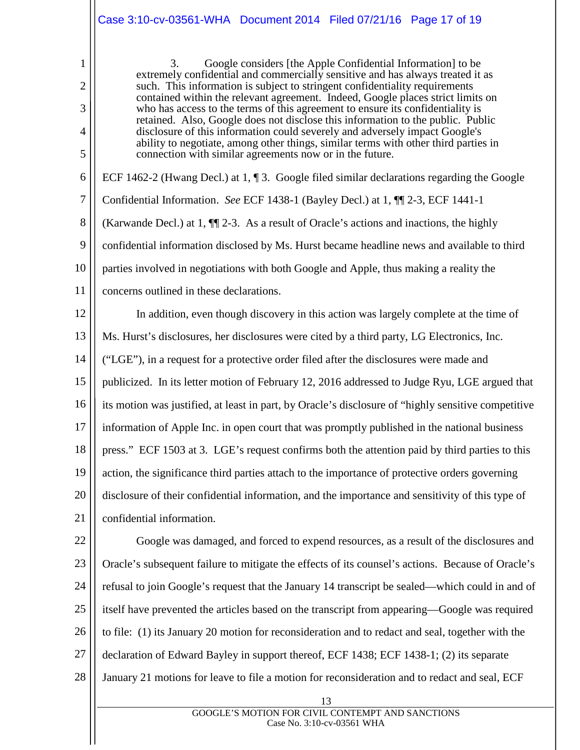> 3. Google considers [the Apple Confidential Information] to be extremely confidential and commercially sensitive and has always treated it as such. This information is subject to stringent confidentiality requirements contained within the relevant agreement. Indeed, Google places strict limits on who has access to the terms of this agreement to ensure its confidentiality is retained. Also, Google does not disclose this information to the public. Public disclosure of this information could severely and adversely impact Google's ability to negotiate, among other things, similar terms with other third parties in connection with similar agreements now or in the future.

ECF 1462-2 (Hwang Decl.) at 1, ¶ 3. Google filed similar declarations regarding the Google Confidential Information. *See* ECF 1438-1 (Bayley Decl.) at 1, ¶¶ 2-3, ECF 1441-1 (Karwande Decl.) at 1, ¶¶ 2-3. As a result of Oracle's actions and inactions, the highly confidential information disclosed by Ms. Hurst became headline news and available to third parties involved in negotiations with both Google and Apple, thus making a reality the concerns outlined in these declarations.

In addition, even though discovery in this action was largely complete at the time of Ms. Hurst's disclosures, her disclosures were cited by a third party, LG Electronics, Inc. ("LGE"), in a request for a protective order filed after the disclosures were made and publicized. In its letter motion of February 12, 2016 addressed to Judge Ryu, LGE argued that its motion was justified, at least in part, by Oracle's disclosure of "highly sensitive competitive information of Apple Inc. in open court that was promptly published in the national business press." ECF 1503 at 3. LGE's request confirms both the attention paid by third parties to this action, the significance third parties attach to the importance of protective orders governing disclosure of their confidential information, and the importance and sensitivity of this type of confidential information.

Google was damaged, and forced to expend resources, as a result of the disclosures and Oracle's subsequent failure to mitigate the effects of its counsel's actions. Because of Oracle's refusal to join Google's request that the January 14 transcript be sealed—which could in and of itself have prevented the articles based on the transcript from appearing—Google was required to file: (1) its January 20 motion for reconsideration and to redact and seal, together with the declaration of Edward Bayley in support thereof, ECF 1438; ECF 1438-1; (2) its separate January 21 motions for leave to file a motion for reconsideration and to redact and seal, ECF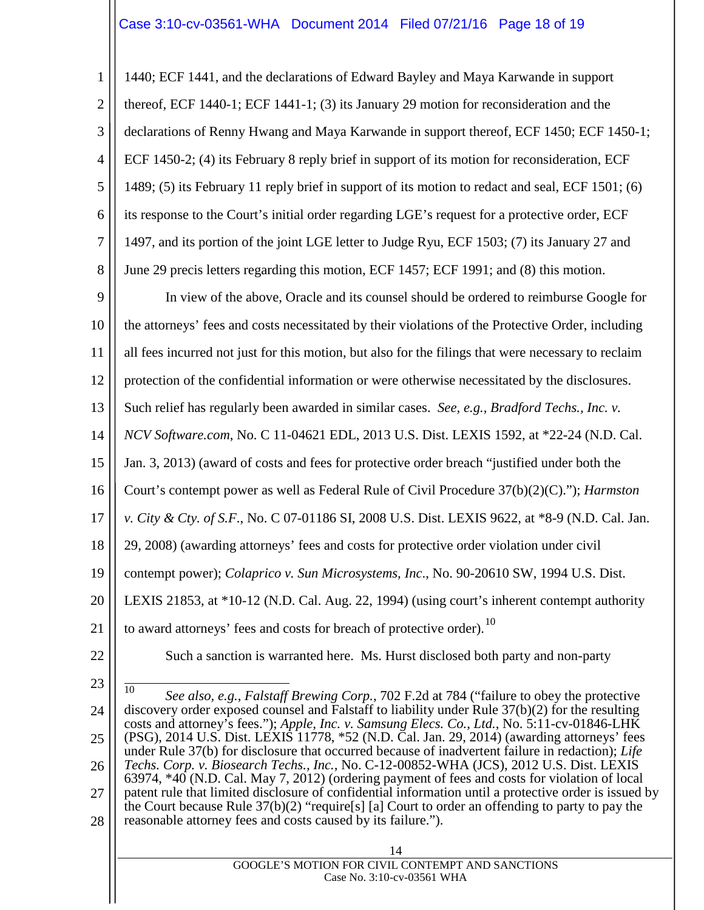1440; ECF 1441, and the declarations of Edward Bayley and Maya Karwande in support thereof, ECF 1440-1; ECF 1441-1; (3) its January 29 motion for reconsideration and the declarations of Renny Hwang and Maya Karwande in support thereof, ECF 1450; ECF 1450-1; ECF 1450-2; (4) its February 8 reply brief in support of its motion for reconsideration, ECF 1489; (5) its February 11 reply brief in support of its motion to redact and seal, ECF 1501; (6) its response to the Court's initial order regarding LGE's request for a protective order, ECF 1497, and its portion of the joint LGE letter to Judge Ryu, ECF 1503; (7) its January 27 and June 29 precis letters regarding this motion, ECF 1457; ECF 1991; and (8) this motion.

In view of the above, Oracle and its counsel should be ordered to reimburse Google for the attorneys' fees and costs necessitated by their violations of the Protective Order, including all fees incurred not just for this motion, but also for the filings that were necessary to reclaim protection of the confidential information or were otherwise necessitated by the disclosures. Such relief has regularly been awarded in similar cases. *See, e.g.*, *Bradford Techs., Inc. v. NCV Software.com*, No. C 11-04621 EDL, 2013 U.S. Dist. LEXIS 1592, at *22-24 (N.D. Cal. Jan. 3, 2013) (award of costs and fees for protective order breach "justified under both the Court's contempt power as well as Federal Rule of Civil Procedure 37(b)(2)(C)."); *Harmston v. City & Cty. of S.F.*, No. C 07-01186 SI, 2008 U.S. Dist. LEXIS 9622, at *8-9 (N.D. Cal. Jan. 29, 2008) (awarding attorneys' fees and costs for protective order violation under civil contempt power); *Colaprico v. Sun Microsystems, Inc*., No. 90-20610 SW, 1994 U.S. Dist. LEXIS 21853, at *10-12 (N.D. Cal. Aug. 22, 1994) (using court's inherent contempt authority to award attorneys' fees and costs for breach of protective order).[10]

Such a sanction is warranted here. Ms. Hurst disclosed both party and non-party

---

[10] *See also, e.g.*, *Falstaff Brewing Corp.*, 702 F.2d at 784 ("failure to obey the protective discovery order exposed counsel and Falstaff to liability under Rule 37(b)(2) for the resulting costs and attorney's fees."); *Apple, Inc. v. Samsung Elecs. Co., Ltd.*, No. 5:11-cv-01846-LHK (PSG), 2014 U.S. Dist. LEXIS 11778, *52 (N.D. Cal. Jan. 29, 2014) (awarding attorneys' fees under Rule 37(b) for disclosure that occurred because of inadvertent failure in redaction); *Life Techs. Corp. v. Biosearch Techs., Inc.*, No. C-12-00852-WHA (JCS), 2012 U.S. Dist. LEXIS 63974, *40 (N.D. Cal. May 7, 2012) (ordering payment of fees and costs for violation of local patent rule that limited disclosure of confidential information until a protective order is issued by the Court because Rule 37(b)(2) "require[s] [a] Court to order an offending to party to pay the reasonable attorney fees and costs caused by its failure.").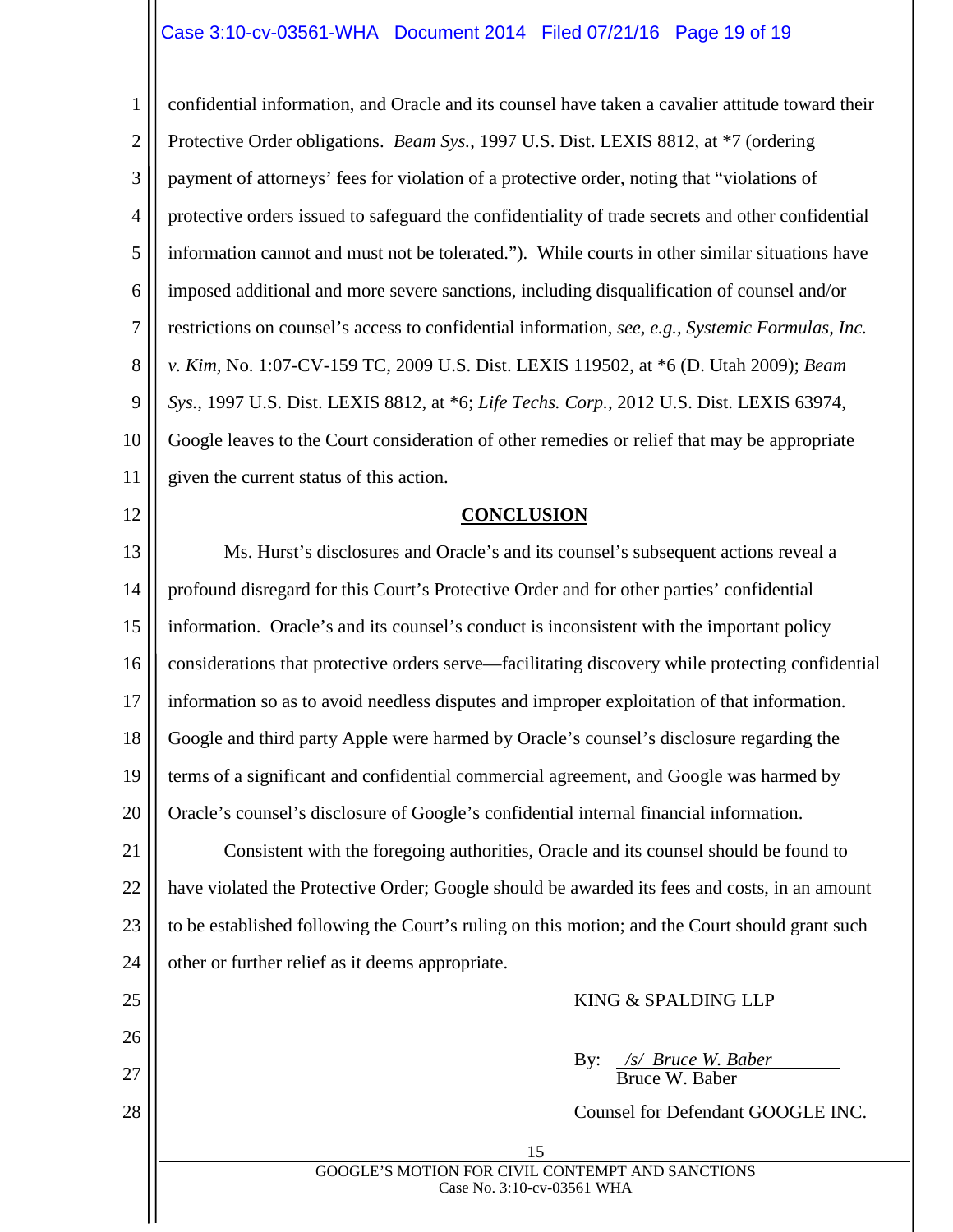confidential information, and Oracle and its counsel have taken a cavalier attitude toward their Protective Order obligations. *Beam Sys.*, 1997 U.S. Dist. LEXIS 8812, at *7 (ordering payment of attorneys' fees for violation of a protective order, noting that "violations of protective orders issued to safeguard the confidentiality of trade secrets and other confidential information cannot and must not be tolerated."). While courts in other similar situations have imposed additional and more severe sanctions, including disqualification of counsel and/or restrictions on counsel's access to confidential information, *see, e.g., Systemic Formulas, Inc. v. Kim*, No. 1:07-CV-159 TC, 2009 U.S. Dist. LEXIS 119502, at *6 (D. Utah 2009); *Beam Sys.*, 1997 U.S. Dist. LEXIS 8812, at *6; *Life Techs. Corp.*, 2012 U.S. Dist. LEXIS 63974, Google leaves to the Court consideration of other remedies or relief that may be appropriate given the current status of this action.

## CONCLUSION

Ms. Hurst's disclosures and Oracle's and its counsel's subsequent actions reveal a profound disregard for this Court's Protective Order and for other parties' confidential information. Oracle's and its counsel's conduct is inconsistent with the important policy considerations that protective orders serve—facilitating discovery while protecting confidential information so as to avoid needless disputes and improper exploitation of that information. Google and third party Apple were harmed by Oracle's counsel's disclosure regarding the terms of a significant and confidential commercial agreement, and Google was harmed by Oracle's counsel's disclosure of Google's confidential internal financial information.

Consistent with the foregoing authorities, Oracle and its counsel should be found to have violated the Protective Order; Google should be awarded its fees and costs, in an amount to be established following the Court's ruling on this motion; and the Court should grant such other or further relief as it deems appropriate.

KING & SPALDING LLP

By: */s/ Bruce W. Baber*
Bruce W. Baber

Counsel for Defendant GOOGLE INC.